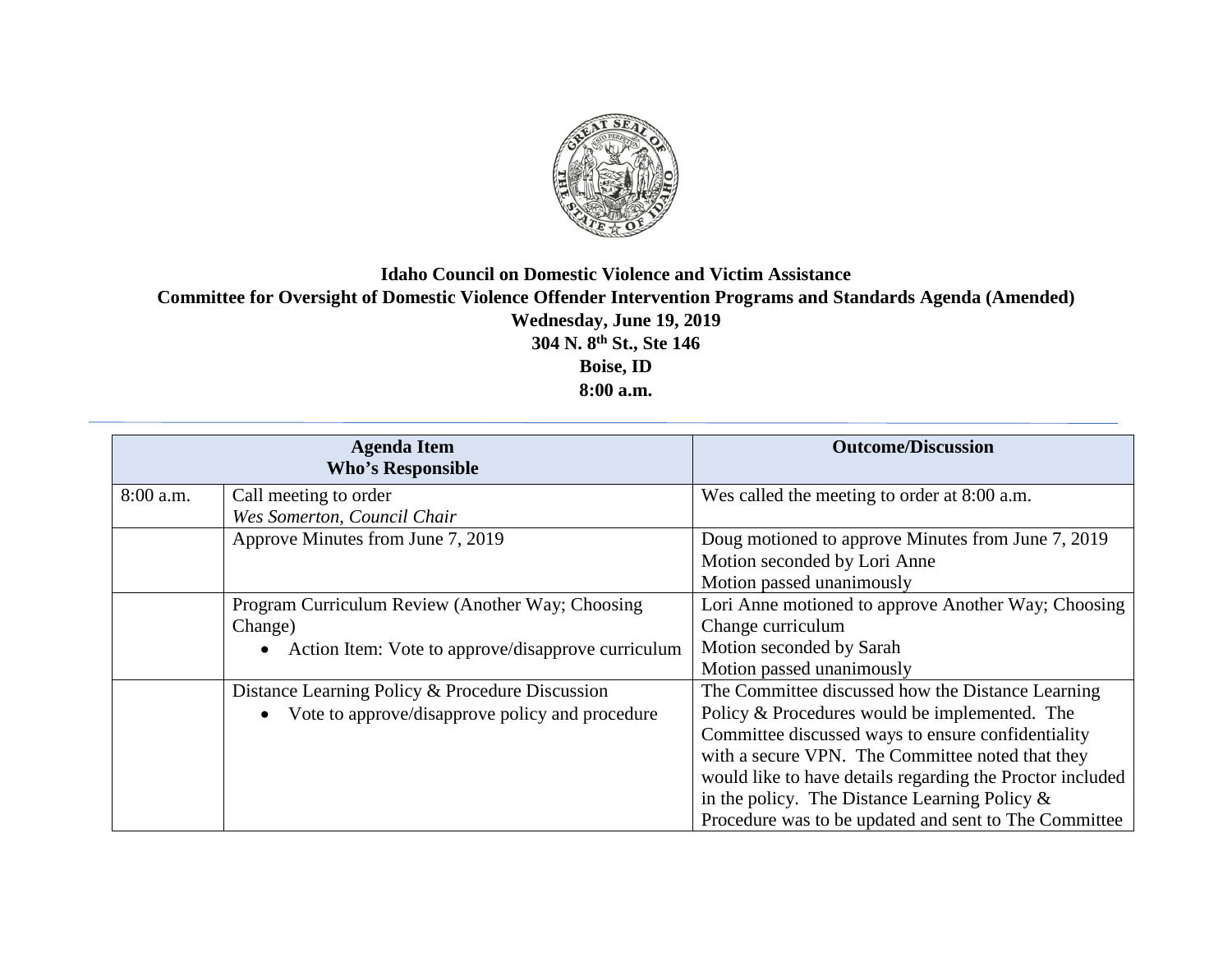**Idaho Council on Domestic Violence and Victim Assistance**
**Committee for Oversight of Domestic Violence Offender Intervention Programs and Standards Agenda (Amended)**
**Wednesday, June 19, 2019**
**304 N. 8th St., Ste 146**
**Boise, ID**
**8:00 a.m.**

| Agenda Item Who's Responsible | | Outcome/Discussion |
|---|---|---|
| 8:00 a.m. | Call meeting to order *Wes Somerton, Council Chair* | Wes called the meeting to order at 8:00 a.m. |
| | Approve Minutes from June 7, 2019 | Doug motioned to approve Minutes from June 7, 2019 Motion seconded by Lori Anne Motion passed unanimously |
| | Program Curriculum Review (Another Way; Choosing Change) • Action Item: Vote to approve/disapprove curriculum | Lori Anne motioned to approve Another Way; Choosing Change curriculum Motion seconded by Sarah Motion passed unanimously |
| | Distance Learning Policy & Procedure Discussion • Vote to approve/disapprove policy and procedure | The Committee discussed how the Distance Learning Policy & Procedures would be implemented. The Committee discussed ways to ensure confidentiality with a secure VPN. The Committee noted that they would like to have details regarding the Proctor included in the policy. The Distance Learning Policy & Procedure was to be updated and sent to The Committee |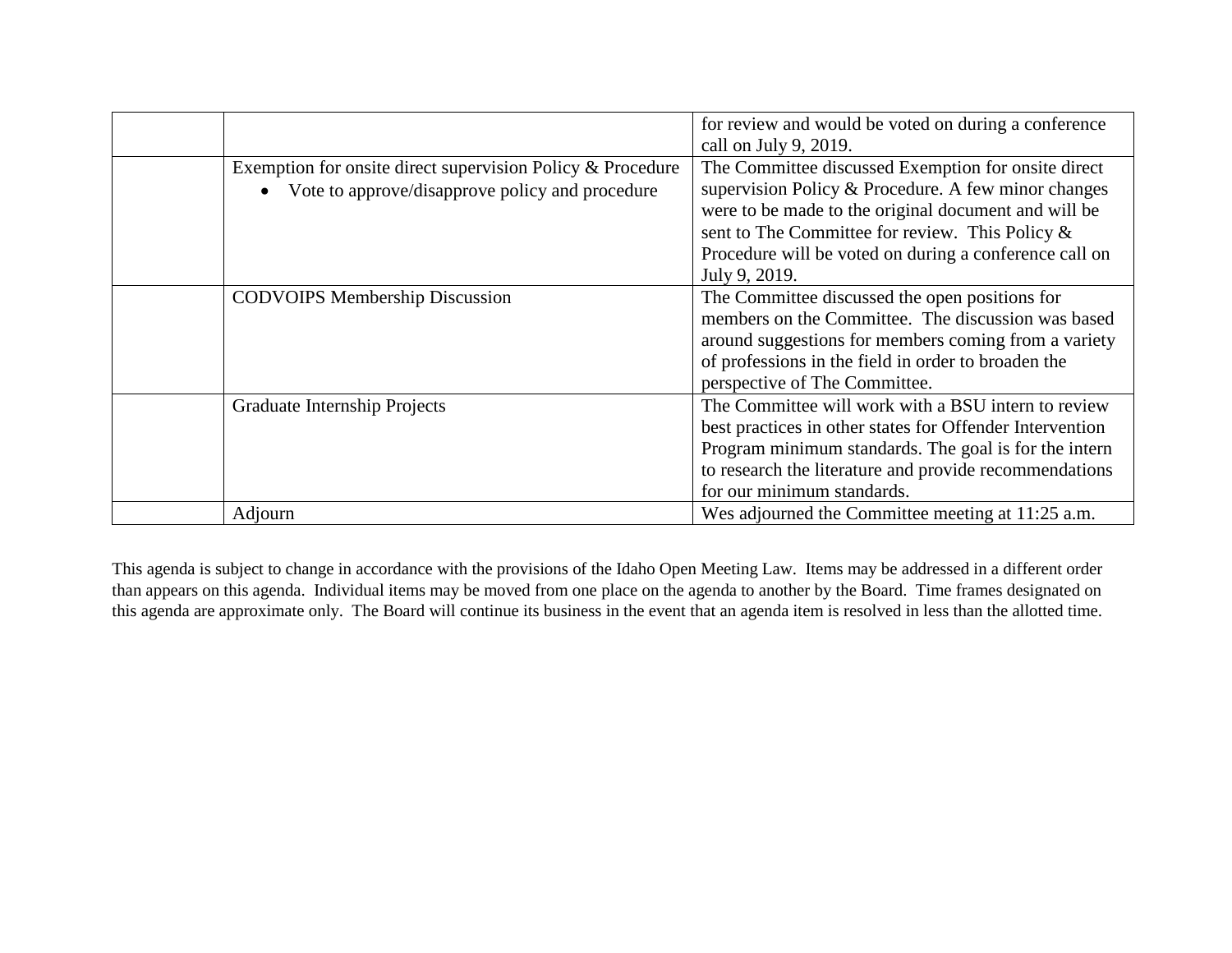| | | |
|---|---|---|
| | | for review and would be voted on during a conference call on July 9, 2019. |
| | Exemption for onsite direct supervision Policy & Procedure<br>• Vote to approve/disapprove policy and procedure | The Committee discussed Exemption for onsite direct supervision Policy & Procedure. A few minor changes were to be made to the original document and will be sent to The Committee for review. This Policy & Procedure will be voted on during a conference call on July 9, 2019. |
| | CODVOIPS Membership Discussion | The Committee discussed the open positions for members on the Committee. The discussion was based around suggestions for members coming from a variety of professions in the field in order to broaden the perspective of The Committee. |
| | Graduate Internship Projects | The Committee will work with a BSU intern to review best practices in other states for Offender Intervention Program minimum standards. The goal is for the intern to research the literature and provide recommendations for our minimum standards. |
| | Adjourn | Wes adjourned the Committee meeting at 11:25 a.m. |

This agenda is subject to change in accordance with the provisions of the Idaho Open Meeting Law. Items may be addressed in a different order than appears on this agenda. Individual items may be moved from one place on the agenda to another by the Board. Time frames designated on this agenda are approximate only. The Board will continue its business in the event that an agenda item is resolved in less than the allotted time.